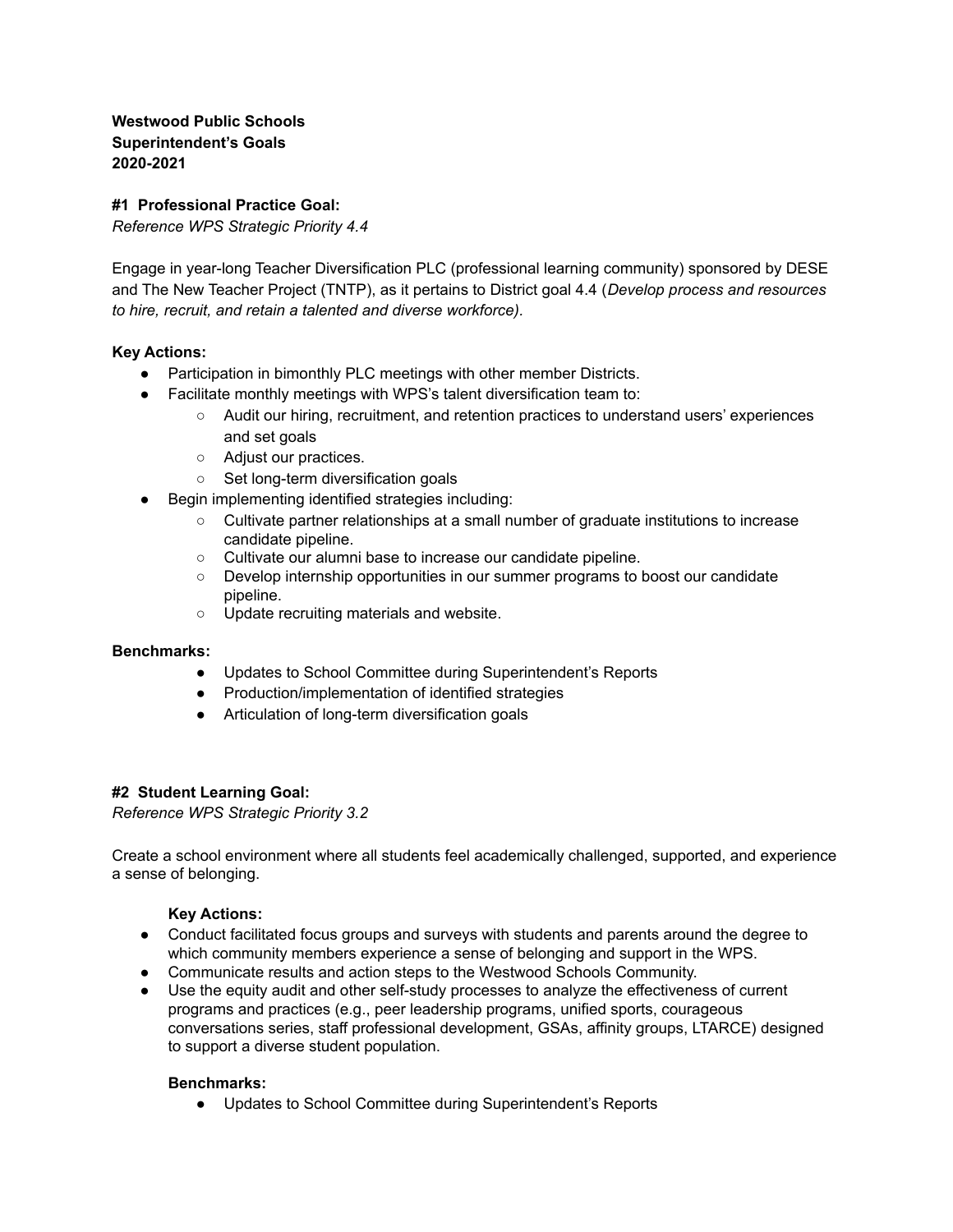**Westwood Public Schools**
**Superintendent's Goals**
**2020-2021**

**#1 Professional Practice Goal:**
*Reference WPS Strategic Priority 4.4*

Engage in year-long Teacher Diversification PLC (professional learning community) sponsored by DESE and The New Teacher Project (TNTP), as it pertains to District goal 4.4 (*Develop process and resources to hire, recruit, and retain a talented and diverse workforce).*

**Key Actions:**

- Participation in bimonthly PLC meetings with other member Districts.
- Facilitate monthly meetings with WPS's talent diversification team to:
  - Audit our hiring, recruitment, and retention practices to understand users' experiences and set goals
  - Adjust our practices.
  - Set long-term diversification goals
- Begin implementing identified strategies including:
  - Cultivate partner relationships at a small number of graduate institutions to increase candidate pipeline.
  - Cultivate our alumni base to increase our candidate pipeline.
  - Develop internship opportunities in our summer programs to boost our candidate pipeline.
  - Update recruiting materials and website.

**Benchmarks:**

- Updates to School Committee during Superintendent's Reports
- Production/implementation of identified strategies
- Articulation of long-term diversification goals

**#2 Student Learning Goal:**
*Reference WPS Strategic Priority 3.2*

Create a school environment where all students feel academically challenged, supported, and experience a sense of belonging.

**Key Actions:**

- Conduct facilitated focus groups and surveys with students and parents around the degree to which community members experience a sense of belonging and support in the WPS.
- Communicate results and action steps to the Westwood Schools Community.
- Use the equity audit and other self-study processes to analyze the effectiveness of current programs and practices (e.g., peer leadership programs, unified sports, courageous conversations series, staff professional development, GSAs, affinity groups, LTARCE) designed to support a diverse student population.

**Benchmarks:**

- Updates to School Committee during Superintendent's Reports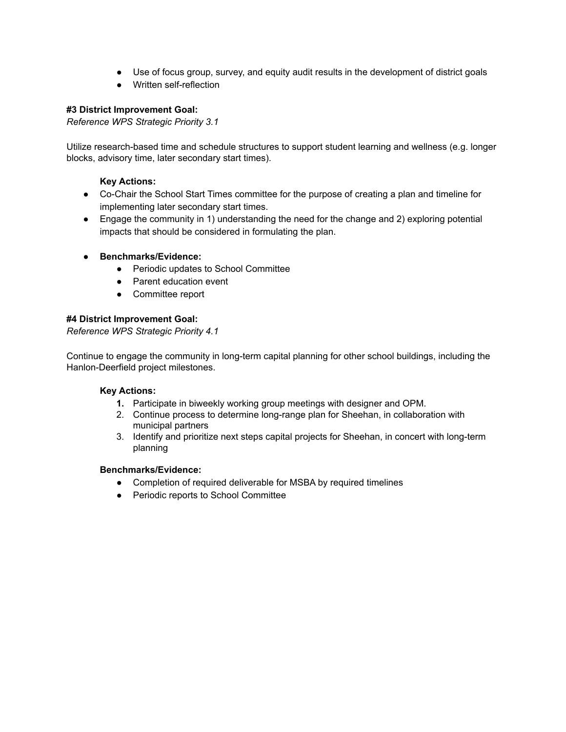- Use of focus group, survey, and equity audit results in the development of district goals
- Written self-reflection

**#3 District Improvement Goal:**
*Reference WPS Strategic Priority 3.1*

Utilize research-based time and schedule structures to support student learning and wellness (e.g. longer blocks, advisory time, later secondary start times).

**Key Actions:**

- Co-Chair the School Start Times committee for the purpose of creating a plan and timeline for implementing later secondary start times.
- Engage the community in 1) understanding the need for the change and 2) exploring potential impacts that should be considered in formulating the plan.

- **Benchmarks/Evidence:**
  - Periodic updates to School Committee
  - Parent education event
  - Committee report

**#4 District Improvement Goal:**
*Reference WPS Strategic Priority 4.1*

Continue to engage the community in long-term capital planning for other school buildings, including the Hanlon-Deerfield project milestones.

**Key Actions:**

1. Participate in biweekly working group meetings with designer and OPM.
2. Continue process to determine long-range plan for Sheehan, in collaboration with municipal partners
3. Identify and prioritize next steps capital projects for Sheehan, in concert with long-term planning

**Benchmarks/Evidence:**

- Completion of required deliverable for MSBA by required timelines
- Periodic reports to School Committee